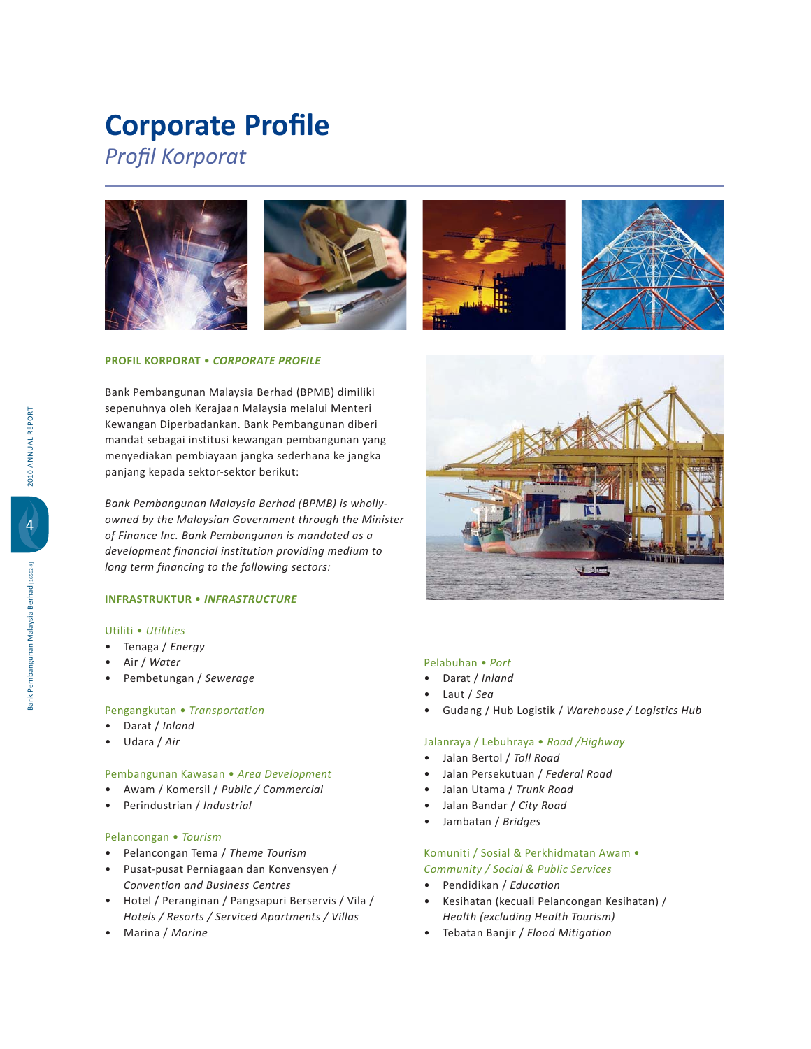# Corporate Profile

*Profil Korporat*

**PROFIL KORPORAT • *CORPORATE PROFILE***

Bank Pembangunan Malaysia Berhad (BPMB) dimiliki sepenuhnya oleh Kerajaan Malaysia melalui Menteri Kewangan Diperbadankan. Bank Pembangunan diberi mandat sebagai institusi kewangan pembangunan yang menyediakan pembiayaan jangka sederhana ke jangka panjang kepada sektor-sektor berikut:

*Bank Pembangunan Malaysia Berhad (BPMB) is wholly-owned by the Malaysian Government through the Minister of Finance Inc. Bank Pembangunan is mandated as a development financial institution providing medium to long term financing to the following sectors:*

**INFRASTRUKTUR • *INFRASTRUCTURE***

Utiliti • *Utilities*

- Tenaga / *Energy*
- Air / *Water*
- Pembetungan / *Sewerage*

Pengangkutan • *Transportation*

- Darat / *Inland*
- Udara / *Air*

Pembangunan Kawasan • *Area Development*

- Awam / Komersil / *Public / Commercial*
- Perindustrian / *Industrial*

Pelancongan • *Tourism*

- Pelancongan Tema / *Theme Tourism*
- Pusat-pusat Perniagaan dan Konvensyen / *Convention and Business Centres*
- Hotel / Peranginan / Pangsapuri Berservis / Vila / *Hotels / Resorts / Serviced Apartments / Villas*
- Marina / *Marine*

Pelabuhan • *Port*

- Darat / *Inland*
- Laut / *Sea*
- Gudang / Hub Logistik / *Warehouse / Logistics Hub*

Jalanraya / Lebuhraya • *Road /Highway*

- Jalan Bertol / *Toll Road*
- Jalan Persekutuan / *Federal Road*
- Jalan Utama / *Trunk Road*
- Jalan Bandar / *City Road*
- Jambatan / *Bridges*

Komuniti / Sosial & Perkhidmatan Awam • *Community / Social & Public Services*

- Pendidikan / *Education*
- Kesihatan (kecuali Pelancongan Kesihatan) / *Health (excluding Health Tourism)*
- Tebatan Banjir / *Flood Mitigation*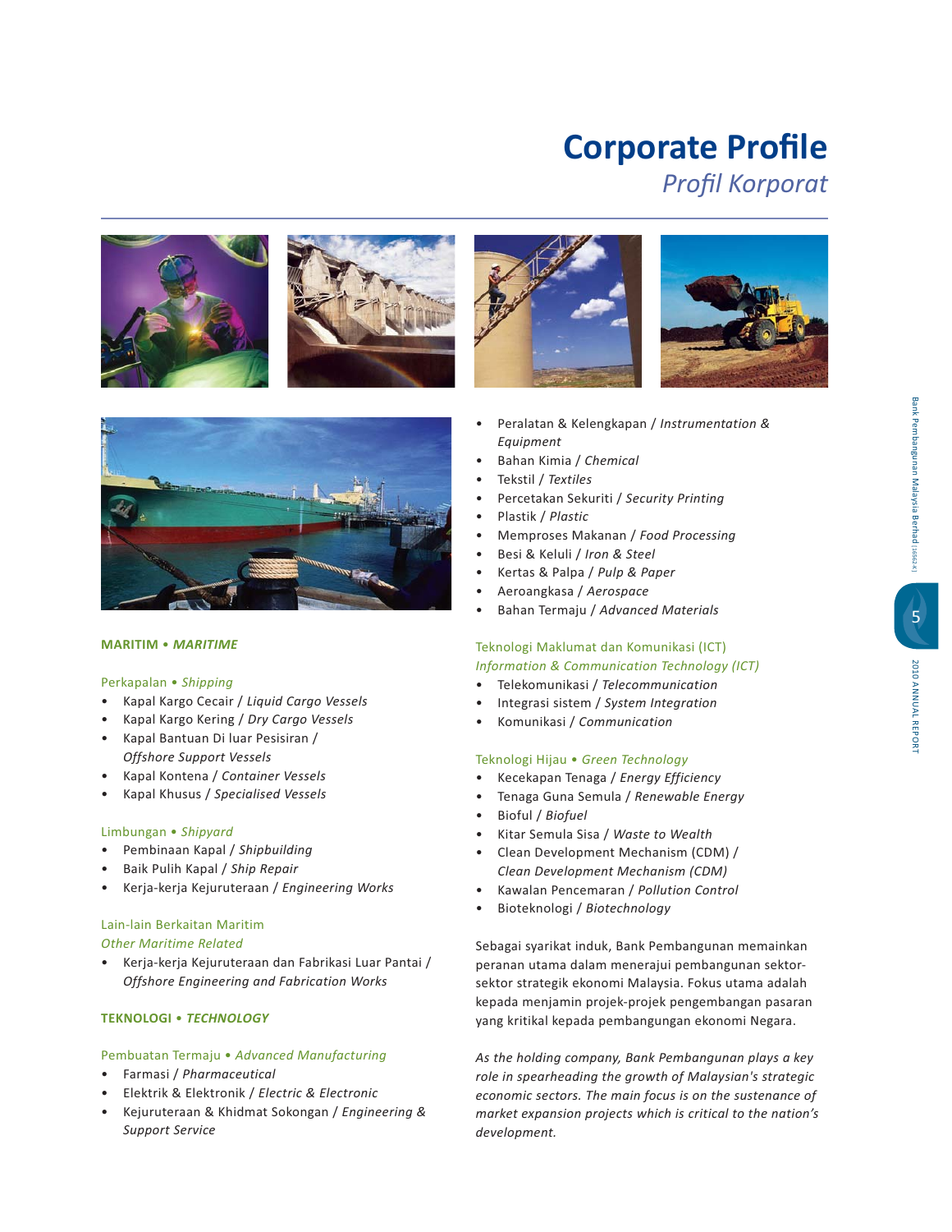# Corporate Profile

*Profil Korporat*

**MARITIM • *MARITIME***

Perkapalan • *Shipping*

- Kapal Kargo Cecair / *Liquid Cargo Vessels*
- Kapal Kargo Kering / *Dry Cargo Vessels*
- Kapal Bantuan Di luar Pesisiran / *Offshore Support Vessels*
- Kapal Kontena / *Container Vessels*
- Kapal Khusus / *Specialised Vessels*

Limbungan • *Shipyard*

- Pembinaan Kapal / *Shipbuilding*
- Baik Pulih Kapal / *Ship Repair*
- Kerja-kerja Kejuruteraan / *Engineering Works*

Lain-lain Berkaitan Maritim
*Other Maritime Related*

- Kerja-kerja Kejuruteraan dan Fabrikasi Luar Pantai / *Offshore Engineering and Fabrication Works*

**TEKNOLOGI • *TECHNOLOGY***

Pembuatan Termaju • *Advanced Manufacturing*

- Farmasi / *Pharmaceutical*
- Elektrik & Elektronik / *Electric & Electronic*
- Kejuruteraan & Khidmat Sokongan / *Engineering & Support Service*
- Peralatan & Kelengkapan / *Instrumentation & Equipment*
- Bahan Kimia / *Chemical*
- Tekstil / *Textiles*
- Percetakan Sekuriti / *Security Printing*
- Plastik / *Plastic*
- Memproses Makanan / *Food Processing*
- Besi & Keluli / *Iron & Steel*
- Kertas & Palpa / *Pulp & Paper*
- Aeroangkasa / *Aerospace*
- Bahan Termaju / *Advanced Materials*

Teknologi Maklumat dan Komunikasi (ICT)
*Information & Communication Technology (ICT)*

- Telekomunikasi / *Telecommunication*
- Integrasi sistem / *System Integration*
- Komunikasi / *Communication*

Teknologi Hijau • *Green Technology*

- Kecekapan Tenaga / *Energy Efficiency*
- Tenaga Guna Semula / *Renewable Energy*
- Bioful / *Biofuel*
- Kitar Semula Sisa / *Waste to Wealth*
- Clean Development Mechanism (CDM) / *Clean Development Mechanism (CDM)*
- Kawalan Pencemaran / *Pollution Control*
- Bioteknologi / *Biotechnology*

Sebagai syarikat induk, Bank Pembangunan memainkan peranan utama dalam menerajui pembangunan sektor-sektor strategik ekonomi Malaysia. Fokus utama adalah kepada menjamin projek-projek pengembangan pasaran yang kritikal kepada pembangungan ekonomi Negara.

*As the holding company, Bank Pembangunan plays a key role in spearheading the growth of Malaysian's strategic economic sectors. The main focus is on the sustenance of market expansion projects which is critical to the nation's development.*